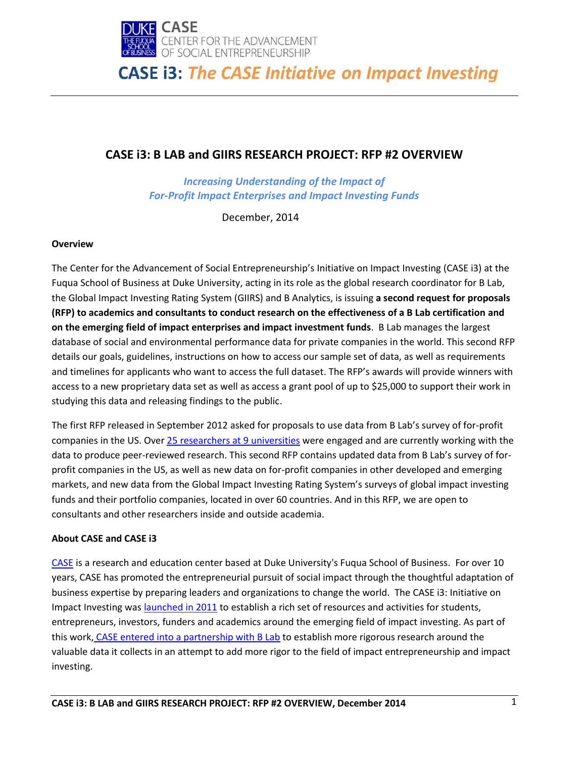# CASE i3: *The CASE Initiative on Impact Investing*

## CASE i3: B LAB and GIIRS RESEARCH PROJECT: RFP #2 OVERVIEW

*Increasing Understanding of the Impact of*
*For-Profit Impact Enterprises and Impact Investing Funds*

December, 2014

### Overview

The Center for the Advancement of Social Entrepreneurship's Initiative on Impact Investing (CASE i3) at the Fuqua School of Business at Duke University, acting in its role as the global research coordinator for B Lab, the Global Impact Investing Rating System (GIIRS) and B Analytics, is issuing **a second request for proposals (RFP) to academics and consultants to conduct research on the effectiveness of a B Lab certification and on the emerging field of impact enterprises and impact investment funds**. B Lab manages the largest database of social and environmental performance data for private companies in the world. This second RFP details our goals, guidelines, instructions on how to access our sample set of data, as well as requirements and timelines for applicants who want to access the full dataset. The RFP's awards will provide winners with access to a new proprietary data set as well as access a grant pool of up to $25,000 to support their work in studying this data and releasing findings to the public.

The first RFP released in September 2012 asked for proposals to use data from B Lab's survey of for-profit companies in the US. Over 25 researchers at 9 universities were engaged and are currently working with the data to produce peer-reviewed research. This second RFP contains updated data from B Lab's survey of for-profit companies in the US, as well as new data on for-profit companies in other developed and emerging markets, and new data from the Global Impact Investing Rating System's surveys of global impact investing funds and their portfolio companies, located in over 60 countries. And in this RFP, we are open to consultants and other researchers inside and outside academia.

### About CASE and CASE i3

CASE is a research and education center based at Duke University's Fuqua School of Business. For over 10 years, CASE has promoted the entrepreneurial pursuit of social impact through the thoughtful adaptation of business expertise by preparing leaders and organizations to change the world. The CASE i3: Initiative on Impact Investing was launched in 2011 to establish a rich set of resources and activities for students, entrepreneurs, investors, funders and academics around the emerging field of impact investing. As part of this work, CASE entered into a partnership with B Lab to establish more rigorous research around the valuable data it collects in an attempt to add more rigor to the field of impact entrepreneurship and impact investing.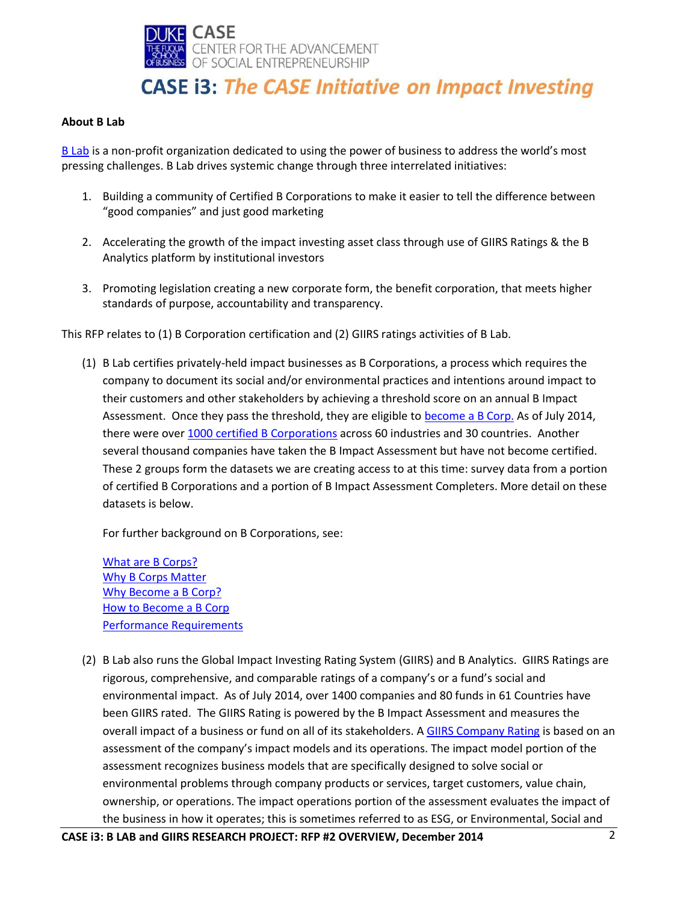**About B Lab**

B Lab is a non-profit organization dedicated to using the power of business to address the world's most pressing challenges. B Lab drives systemic change through three interrelated initiatives:

1. Building a community of Certified B Corporations to make it easier to tell the difference between "good companies" and just good marketing
2. Accelerating the growth of the impact investing asset class through use of GIIRS Ratings & the B Analytics platform by institutional investors
3. Promoting legislation creating a new corporate form, the benefit corporation, that meets higher standards of purpose, accountability and transparency.

This RFP relates to (1) B Corporation certification and (2) GIIRS ratings activities of B Lab.

(1) B Lab certifies privately-held impact businesses as B Corporations, a process which requires the company to document its social and/or environmental practices and intentions around impact to their customers and other stakeholders by achieving a threshold score on an annual B Impact Assessment. Once they pass the threshold, they are eligible to become a B Corp. As of July 2014, there were over 1000 certified B Corporations across 60 industries and 30 countries. Another several thousand companies have taken the B Impact Assessment but have not become certified. These 2 groups form the datasets we are creating access to at this time: survey data from a portion of certified B Corporations and a portion of B Impact Assessment Completers. More detail on these datasets is below.

For further background on B Corporations, see:

What are B Corps?
Why B Corps Matter
Why Become a B Corp?
How to Become a B Corp
Performance Requirements

(2) B Lab also runs the Global Impact Investing Rating System (GIIRS) and B Analytics. GIIRS Ratings are rigorous, comprehensive, and comparable ratings of a company's or a fund's social and environmental impact. As of July 2014, over 1400 companies and 80 funds in 61 Countries have been GIIRS rated. The GIIRS Rating is powered by the B Impact Assessment and measures the overall impact of a business or fund on all of its stakeholders. A GIIRS Company Rating is based on an assessment of the company's impact models and its operations. The impact model portion of the assessment recognizes business models that are specifically designed to solve social or environmental problems through company products or services, target customers, value chain, ownership, or operations. The impact operations portion of the assessment evaluates the impact of the business in how it operates; this is sometimes referred to as ESG, or Environmental, Social and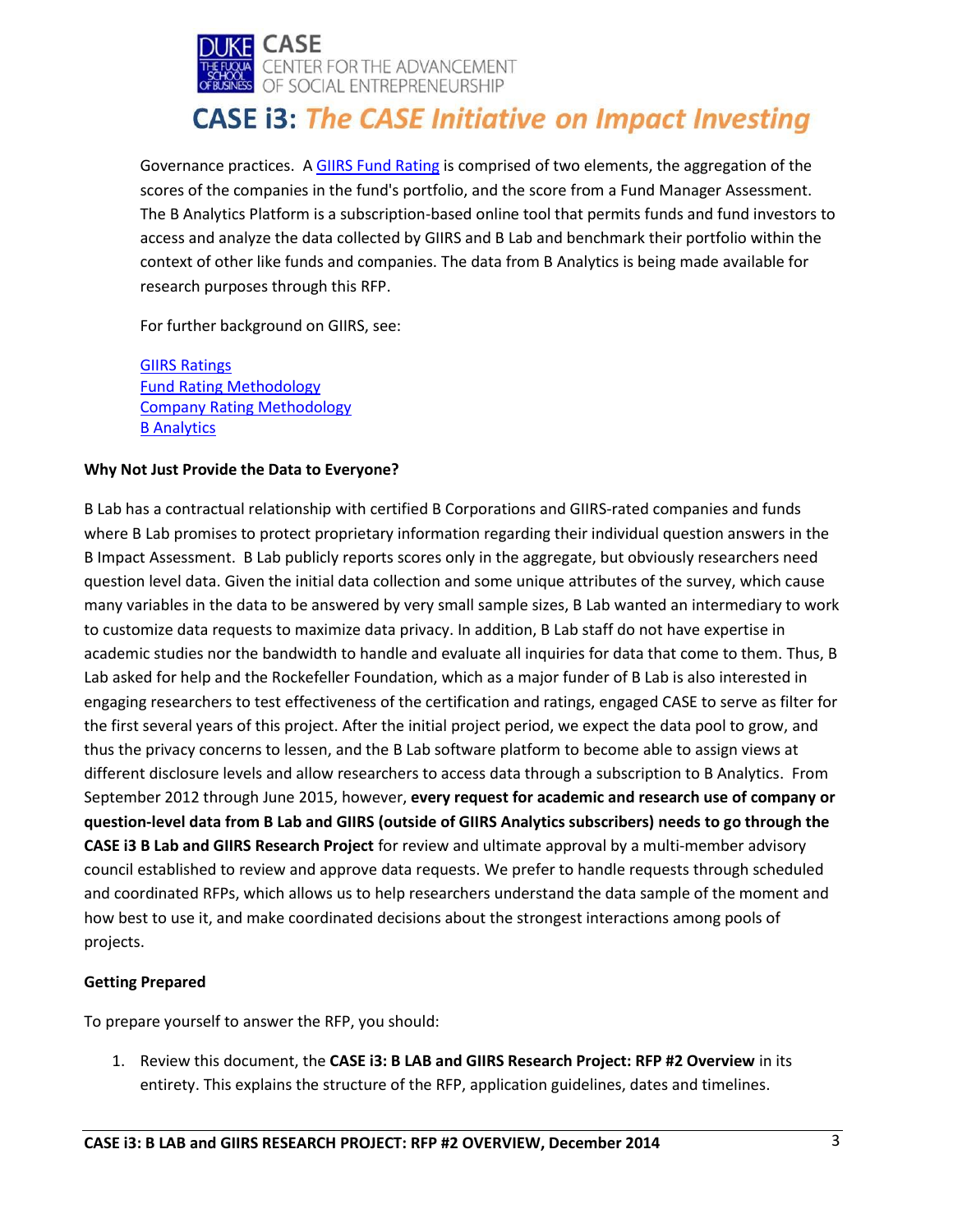Governance practices. A [GIIRS Fund Rating] is comprised of two elements, the aggregation of the scores of the companies in the fund's portfolio, and the score from a Fund Manager Assessment. The B Analytics Platform is a subscription-based online tool that permits funds and fund investors to access and analyze the data collected by GIIRS and B Lab and benchmark their portfolio within the context of other like funds and companies. The data from B Analytics is being made available for research purposes through this RFP.

For further background on GIIRS, see:

GIIRS Ratings
Fund Rating Methodology
Company Rating Methodology
B Analytics

**Why Not Just Provide the Data to Everyone?**

B Lab has a contractual relationship with certified B Corporations and GIIRS-rated companies and funds where B Lab promises to protect proprietary information regarding their individual question answers in the B Impact Assessment. B Lab publicly reports scores only in the aggregate, but obviously researchers need question level data. Given the initial data collection and some unique attributes of the survey, which cause many variables in the data to be answered by very small sample sizes, B Lab wanted an intermediary to work to customize data requests to maximize data privacy. In addition, B Lab staff do not have expertise in academic studies nor the bandwidth to handle and evaluate all inquiries for data that come to them. Thus, B Lab asked for help and the Rockefeller Foundation, which as a major funder of B Lab is also interested in engaging researchers to test effectiveness of the certification and ratings, engaged CASE to serve as filter for the first several years of this project. After the initial project period, we expect the data pool to grow, and thus the privacy concerns to lessen, and the B Lab software platform to become able to assign views at different disclosure levels and allow researchers to access data through a subscription to B Analytics. From September 2012 through June 2015, however, **every request for academic and research use of company or question-level data from B Lab and GIIRS (outside of GIIRS Analytics subscribers) needs to go through the CASE i3 B Lab and GIIRS Research Project** for review and ultimate approval by a multi-member advisory council established to review and approve data requests. We prefer to handle requests through scheduled and coordinated RFPs, which allows us to help researchers understand the data sample of the moment and how best to use it, and make coordinated decisions about the strongest interactions among pools of projects.

**Getting Prepared**

To prepare yourself to answer the RFP, you should:

1. Review this document, the **CASE i3: B LAB and GIIRS Research Project: RFP #2 Overview** in its entirety. This explains the structure of the RFP, application guidelines, dates and timelines.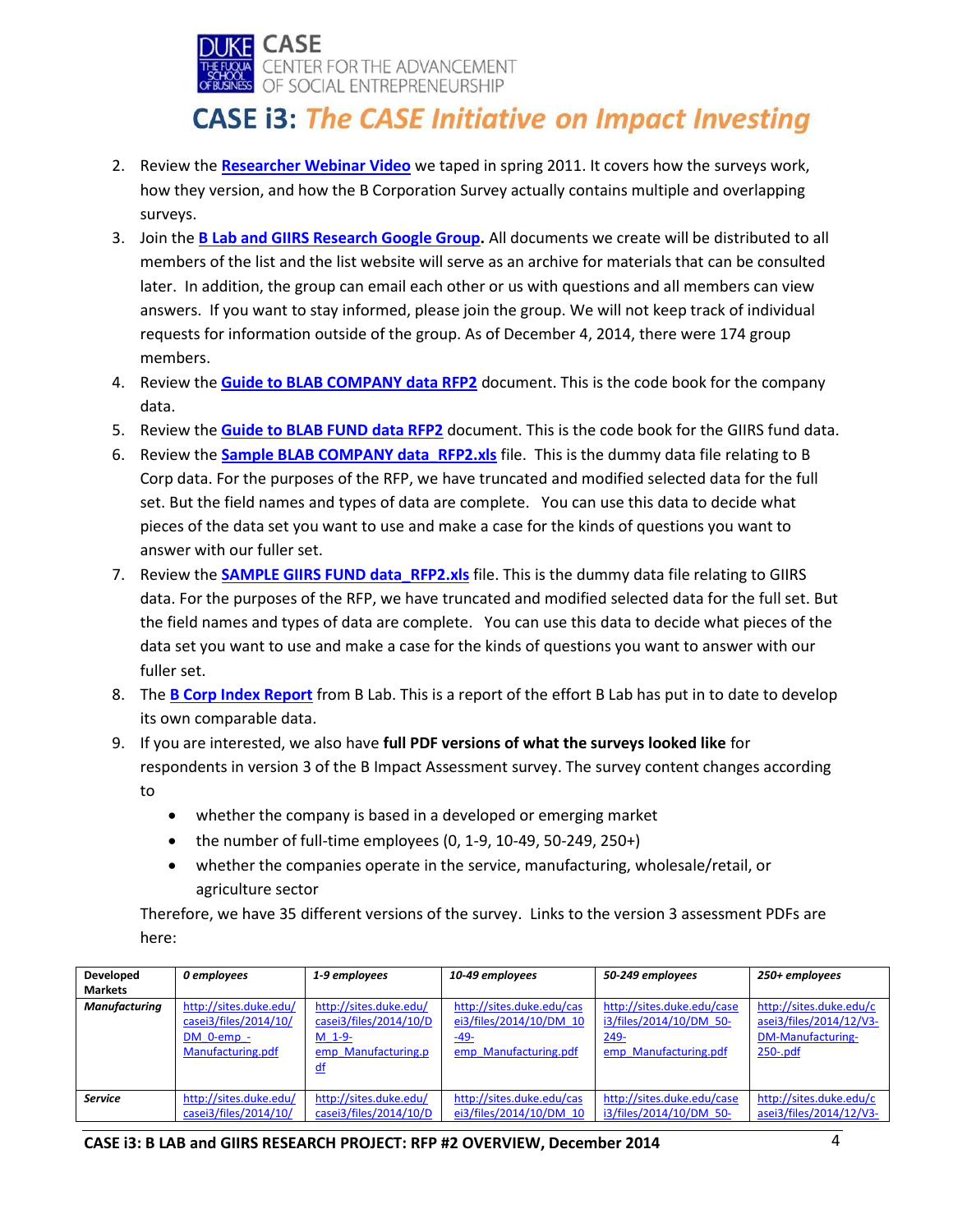2. Review the **Researcher Webinar Video** we taped in spring 2011. It covers how the surveys work, how they version, and how the B Corporation Survey actually contains multiple and overlapping surveys.
3. Join the **B Lab and GIIRS Research Google Group.** All documents we create will be distributed to all members of the list and the list website will serve as an archive for materials that can be consulted later. In addition, the group can email each other or us with questions and all members can view answers. If you want to stay informed, please join the group. We will not keep track of individual requests for information outside of the group. As of December 4, 2014, there were 174 group members.
4. Review the **Guide to BLAB COMPANY data RFP2** document. This is the code book for the company data.
5. Review the **Guide to BLAB FUND data RFP2** document. This is the code book for the GIIRS fund data.
6. Review the **Sample BLAB COMPANY data_RFP2.xls** file. This is the dummy data file relating to B Corp data. For the purposes of the RFP, we have truncated and modified selected data for the full set. But the field names and types of data are complete. You can use this data to decide what pieces of the data set you want to use and make a case for the kinds of questions you want to answer with our fuller set.
7. Review the **SAMPLE GIIRS FUND data_RFP2.xls** file. This is the dummy data file relating to GIIRS data. For the purposes of the RFP, we have truncated and modified selected data for the full set. But the field names and types of data are complete. You can use this data to decide what pieces of the data set you want to use and make a case for the kinds of questions you want to answer with our fuller set.
8. The **B Corp Index Report** from B Lab. This is a report of the effort B Lab has put in to date to develop its own comparable data.
9. If you are interested, we also have **full PDF versions of what the surveys looked like** for respondents in version 3 of the B Impact Assessment survey. The survey content changes according to
   - whether the company is based in a developed or emerging market
   - the number of full-time employees (0, 1-9, 10-49, 50-249, 250+)
   - whether the companies operate in the service, manufacturing, wholesale/retail, or agriculture sector

   Therefore, we have 35 different versions of the survey. Links to the version 3 assessment PDFs are here:

| **Developed Markets** | *0 employees* | *1-9 employees* | *10-49 employees* | *50-249 employees* | *250+ employees* |
|---|---|---|---|---|---|
| ***Manufacturing*** | http://sites.duke.edu/casei3/files/2014/10/DM_0-emp_-Manufacturing.pdf | http://sites.duke.edu/casei3/files/2014/10/DM_1-9-emp_Manufacturing.pdf | http://sites.duke.edu/casei3/files/2014/10/DM_10-49-emp_Manufacturing.pdf | http://sites.duke.edu/casei3/files/2014/10/DM_50-249-emp_Manufacturing.pdf | http://sites.duke.edu/casei3/files/2014/12/V3-DM-Manufacturing-250-.pdf |
| ***Service*** | http://sites.duke.edu/casei3/files/2014/10/ | http://sites.duke.edu/casei3/files/2014/10/D | http://sites.duke.edu/casei3/files/2014/10/DM_10 | http://sites.duke.edu/casei3/files/2014/10/DM_50- | http://sites.duke.edu/casei3/files/2014/12/V3- |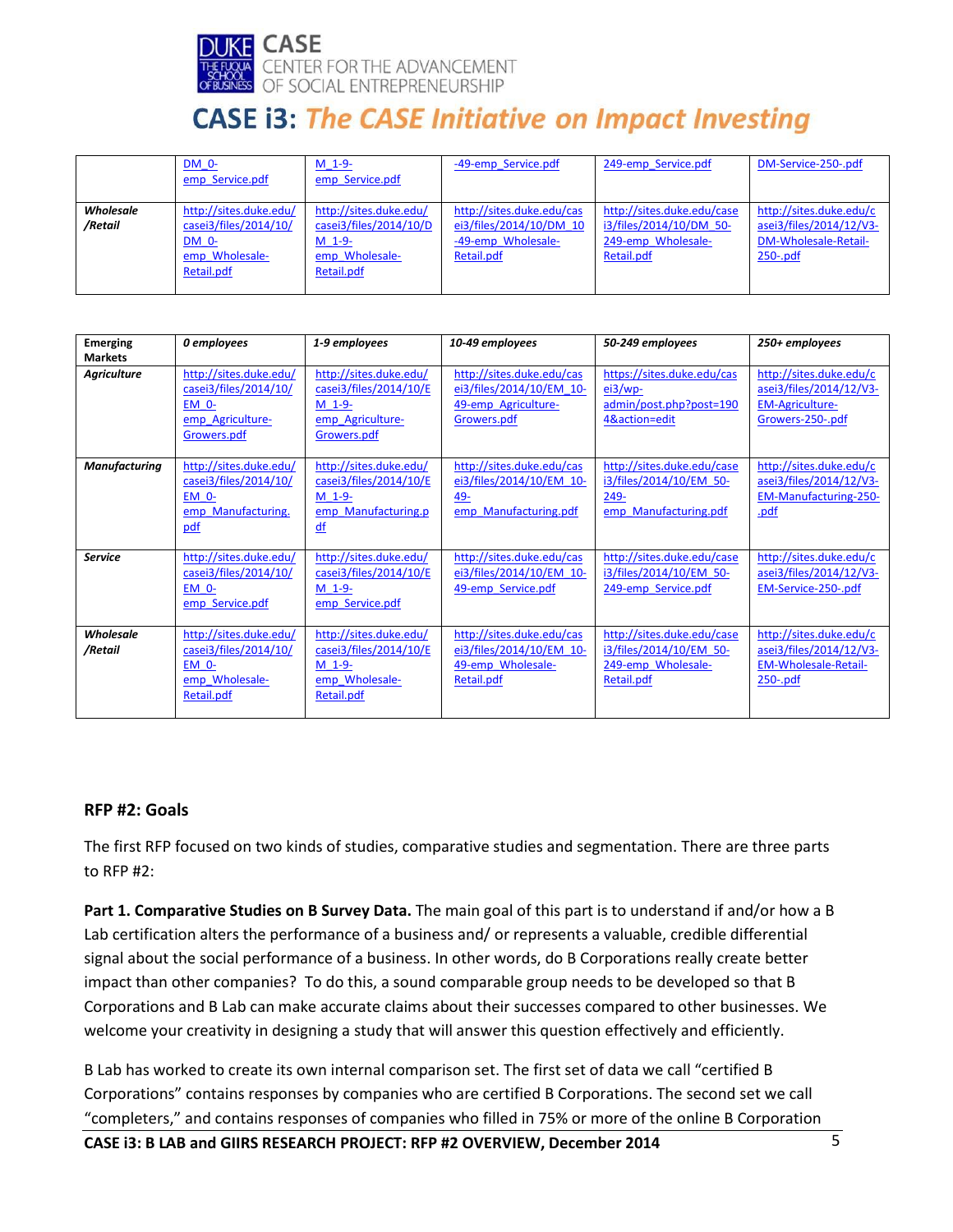| | | | | | |
|---|---|---|---|---|---|
| | DM_0-emp_Service.pdf | M_1-9-emp_Service.pdf | -49-emp_Service.pdf | 249-emp_Service.pdf | DM-Service-250-.pdf |
| ***Wholesale /Retail*** | http://sites.duke.edu/casei3/files/2014/10/DM_0-emp_Wholesale-Retail.pdf | http://sites.duke.edu/casei3/files/2014/10/DM_1-9-emp_Wholesale-Retail.pdf | http://sites.duke.edu/casei3/files/2014/10/DM_10-49-emp_Wholesale-Retail.pdf | http://sites.duke.edu/casei3/files/2014/10/DM_50-249-emp_Wholesale-Retail.pdf | http://sites.duke.edu/casei3/files/2014/12/V3-DM-Wholesale-Retail-250-.pdf |

| **Emerging Markets** | ***0 employees*** | ***1-9 employees*** | ***10-49 employees*** | ***50-249 employees*** | ***250+ employees*** |
|---|---|---|---|---|---|
| ***Agriculture*** | http://sites.duke.edu/casei3/files/2014/10/EM_0-emp_Agriculture-Growers.pdf | http://sites.duke.edu/casei3/files/2014/10/EM_1-9-emp_Agriculture-Growers.pdf | http://sites.duke.edu/casei3/files/2014/10/EM_10-49-emp_Agriculture-Growers.pdf | https://sites.duke.edu/casei3/wp-admin/post.php?post=1904&action=edit | http://sites.duke.edu/casei3/files/2014/12/V3-EM-Agriculture-Growers-250-.pdf |
| ***Manufacturing*** | http://sites.duke.edu/casei3/files/2014/10/EM_0-emp_Manufacturing.pdf | http://sites.duke.edu/casei3/files/2014/10/EM_1-9-emp_Manufacturing.pdf | http://sites.duke.edu/casei3/files/2014/10/EM_10-49-emp_Manufacturing.pdf | http://sites.duke.edu/casei3/files/2014/10/EM_50-249-emp_Manufacturing.pdf | http://sites.duke.edu/casei3/files/2014/12/V3-EM-Manufacturing-250-.pdf |
| ***Service*** | http://sites.duke.edu/casei3/files/2014/10/EM_0-emp_Service.pdf | http://sites.duke.edu/casei3/files/2014/10/EM_1-9-emp_Service.pdf | http://sites.duke.edu/casei3/files/2014/10/EM_10-49-emp_Service.pdf | http://sites.duke.edu/casei3/files/2014/10/EM_50-249-emp_Service.pdf | http://sites.duke.edu/casei3/files/2014/12/V3-EM-Service-250-.pdf |
| ***Wholesale /Retail*** | http://sites.duke.edu/casei3/files/2014/10/EM_0-emp_Wholesale-Retail.pdf | http://sites.duke.edu/casei3/files/2014/10/EM_1-9-emp_Wholesale-Retail.pdf | http://sites.duke.edu/casei3/files/2014/10/EM_10-49-emp_Wholesale-Retail.pdf | http://sites.duke.edu/casei3/files/2014/10/EM_50-249-emp_Wholesale-Retail.pdf | http://sites.duke.edu/casei3/files/2014/12/V3-EM-Wholesale-Retail-250-.pdf |

## RFP #2: Goals

The first RFP focused on two kinds of studies, comparative studies and segmentation. There are three parts to RFP #2:

**Part 1. Comparative Studies on B Survey Data.** The main goal of this part is to understand if and/or how a B Lab certification alters the performance of a business and/ or represents a valuable, credible differential signal about the social performance of a business. In other words, do B Corporations really create better impact than other companies? To do this, a sound comparable group needs to be developed so that B Corporations and B Lab can make accurate claims about their successes compared to other businesses. We welcome your creativity in designing a study that will answer this question effectively and efficiently.

B Lab has worked to create its own internal comparison set. The first set of data we call "certified B Corporations" contains responses by companies who are certified B Corporations. The second set we call "completers," and contains responses of companies who filled in 75% or more of the online B Corporation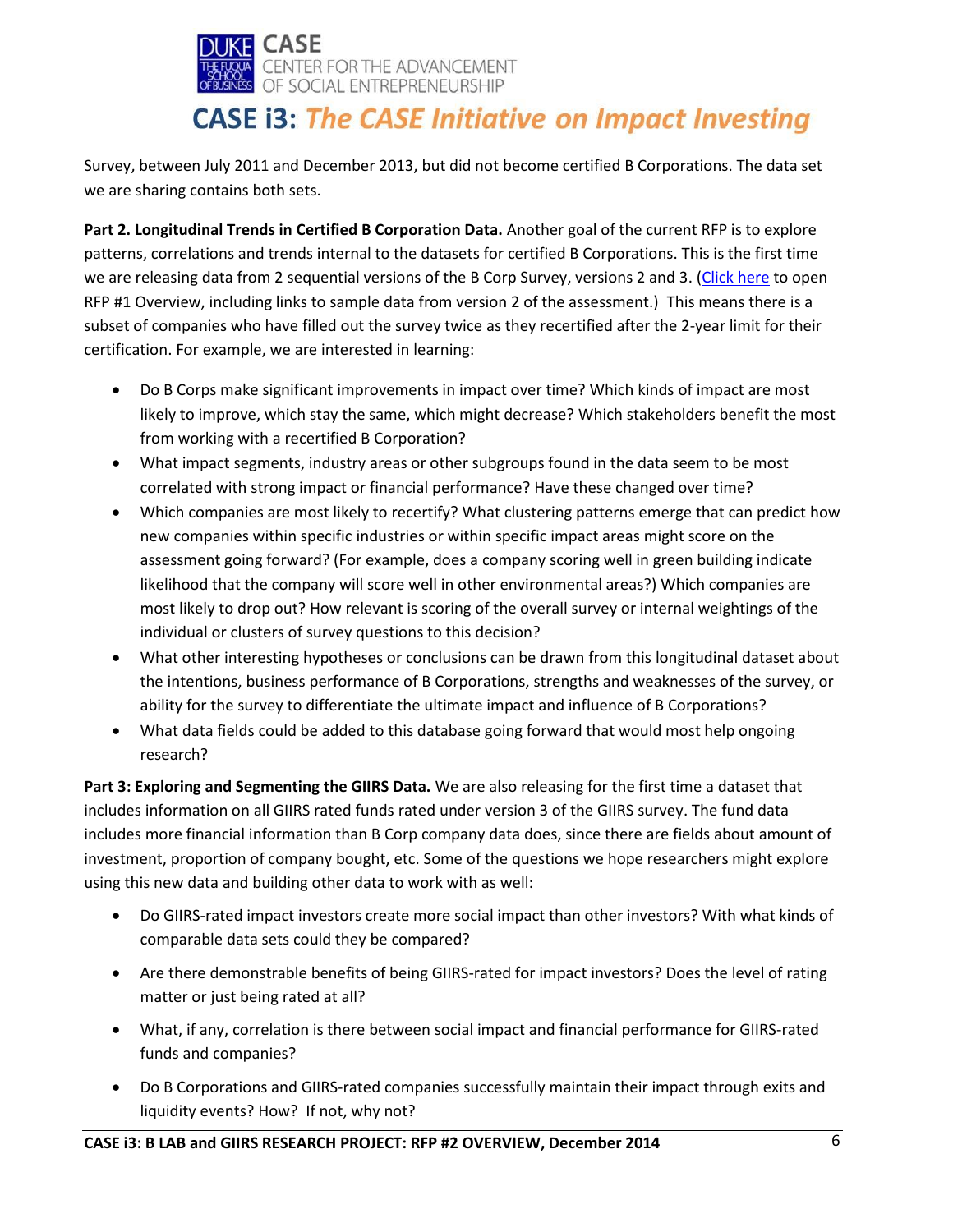Survey, between July 2011 and December 2013, but did not become certified B Corporations. The data set we are sharing contains both sets.

**Part 2. Longitudinal Trends in Certified B Corporation Data.** Another goal of the current RFP is to explore patterns, correlations and trends internal to the datasets for certified B Corporations. This is the first time we are releasing data from 2 sequential versions of the B Corp Survey, versions 2 and 3. (Click here to open RFP #1 Overview, including links to sample data from version 2 of the assessment.) This means there is a subset of companies who have filled out the survey twice as they recertified after the 2-year limit for their certification. For example, we are interested in learning:

- Do B Corps make significant improvements in impact over time? Which kinds of impact are most likely to improve, which stay the same, which might decrease? Which stakeholders benefit the most from working with a recertified B Corporation?
- What impact segments, industry areas or other subgroups found in the data seem to be most correlated with strong impact or financial performance? Have these changed over time?
- Which companies are most likely to recertify? What clustering patterns emerge that can predict how new companies within specific industries or within specific impact areas might score on the assessment going forward? (For example, does a company scoring well in green building indicate likelihood that the company will score well in other environmental areas?) Which companies are most likely to drop out? How relevant is scoring of the overall survey or internal weightings of the individual or clusters of survey questions to this decision?
- What other interesting hypotheses or conclusions can be drawn from this longitudinal dataset about the intentions, business performance of B Corporations, strengths and weaknesses of the survey, or ability for the survey to differentiate the ultimate impact and influence of B Corporations?
- What data fields could be added to this database going forward that would most help ongoing research?

**Part 3: Exploring and Segmenting the GIIRS Data.** We are also releasing for the first time a dataset that includes information on all GIIRS rated funds rated under version 3 of the GIIRS survey. The fund data includes more financial information than B Corp company data does, since there are fields about amount of investment, proportion of company bought, etc. Some of the questions we hope researchers might explore using this new data and building other data to work with as well:

- Do GIIRS-rated impact investors create more social impact than other investors? With what kinds of comparable data sets could they be compared?
- Are there demonstrable benefits of being GIIRS-rated for impact investors? Does the level of rating matter or just being rated at all?
- What, if any, correlation is there between social impact and financial performance for GIIRS-rated funds and companies?
- Do B Corporations and GIIRS-rated companies successfully maintain their impact through exits and liquidity events? How? If not, why not?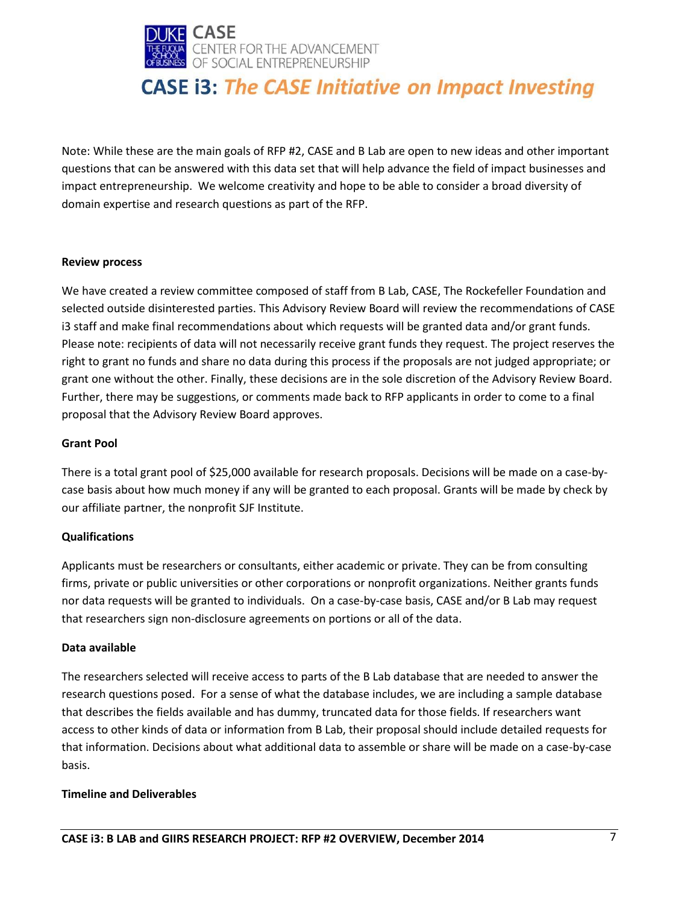Note: While these are the main goals of RFP #2, CASE and B Lab are open to new ideas and other important questions that can be answered with this data set that will help advance the field of impact businesses and impact entrepreneurship. We welcome creativity and hope to be able to consider a broad diversity of domain expertise and research questions as part of the RFP.

**Review process**

We have created a review committee composed of staff from B Lab, CASE, The Rockefeller Foundation and selected outside disinterested parties. This Advisory Review Board will review the recommendations of CASE i3 staff and make final recommendations about which requests will be granted data and/or grant funds. Please note: recipients of data will not necessarily receive grant funds they request. The project reserves the right to grant no funds and share no data during this process if the proposals are not judged appropriate; or grant one without the other. Finally, these decisions are in the sole discretion of the Advisory Review Board. Further, there may be suggestions, or comments made back to RFP applicants in order to come to a final proposal that the Advisory Review Board approves.

**Grant Pool**

There is a total grant pool of $25,000 available for research proposals. Decisions will be made on a case-by-case basis about how much money if any will be granted to each proposal. Grants will be made by check by our affiliate partner, the nonprofit SJF Institute.

**Qualifications**

Applicants must be researchers or consultants, either academic or private. They can be from consulting firms, private or public universities or other corporations or nonprofit organizations. Neither grants funds nor data requests will be granted to individuals. On a case-by-case basis, CASE and/or B Lab may request that researchers sign non-disclosure agreements on portions or all of the data.

**Data available**

The researchers selected will receive access to parts of the B Lab database that are needed to answer the research questions posed. For a sense of what the database includes, we are including a sample database that describes the fields available and has dummy, truncated data for those fields. If researchers want access to other kinds of data or information from B Lab, their proposal should include detailed requests for that information. Decisions about what additional data to assemble or share will be made on a case-by-case basis.

**Timeline and Deliverables**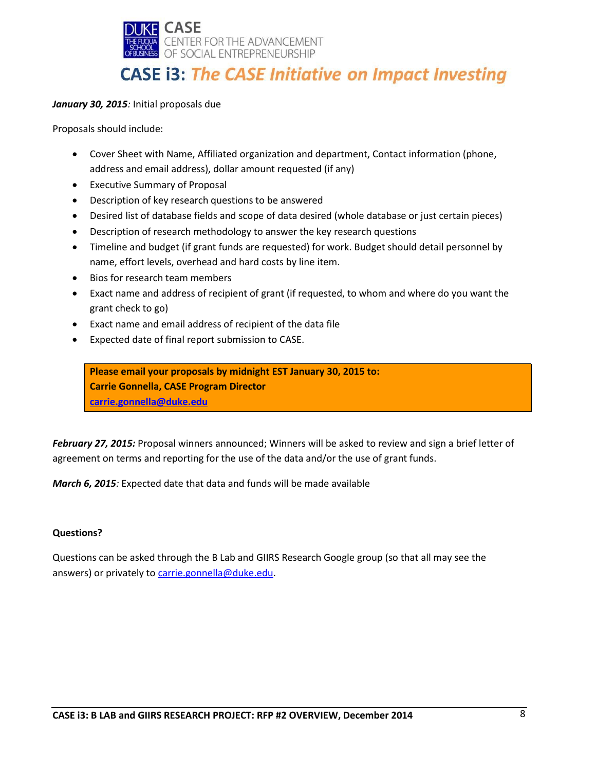# CASE i3: *The CASE Initiative on Impact Investing*

***January 30, 2015**:* Initial proposals due

Proposals should include:

- Cover Sheet with Name, Affiliated organization and department, Contact information (phone, address and email address), dollar amount requested (if any)
- Executive Summary of Proposal
- Description of key research questions to be answered
- Desired list of database fields and scope of data desired (whole database or just certain pieces)
- Description of research methodology to answer the key research questions
- Timeline and budget (if grant funds are requested) for work. Budget should detail personnel by name, effort levels, overhead and hard costs by line item.
- Bios for research team members
- Exact name and address of recipient of grant (if requested, to whom and where do you want the grant check to go)
- Exact name and email address of recipient of the data file
- Expected date of final report submission to CASE.

**Please email your proposals by midnight EST January 30, 2015 to:**
**Carrie Gonnella, CASE Program Director**
**carrie.gonnella@duke.edu**

***February 27, 2015:*** Proposal winners announced; Winners will be asked to review and sign a brief letter of agreement on terms and reporting for the use of the data and/or the use of grant funds.

***March 6, 2015**:* Expected date that data and funds will be made available

**Questions?**

Questions can be asked through the B Lab and GIIRS Research Google group (so that all may see the answers) or privately to carrie.gonnella@duke.edu.